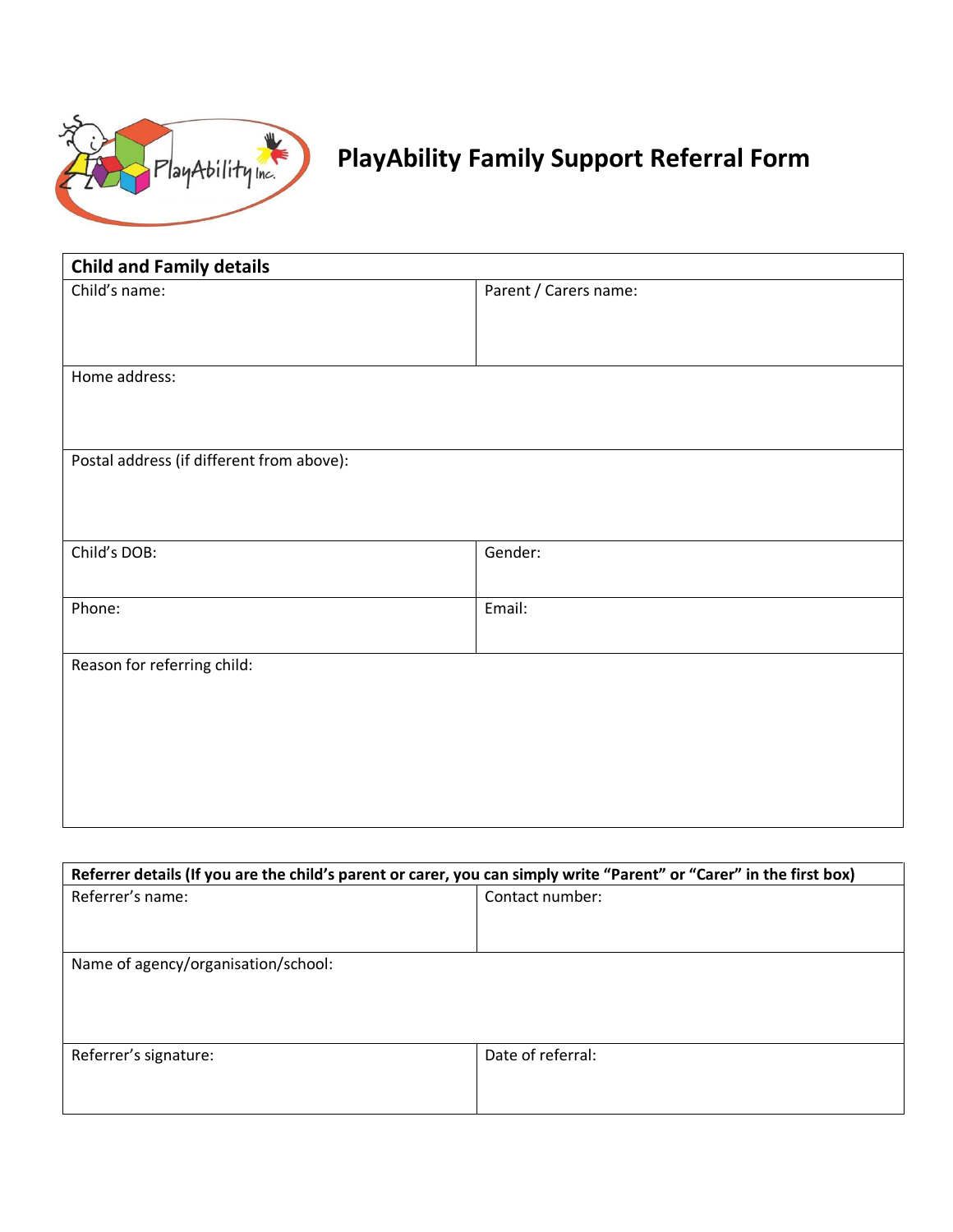# PlayAbility Family Support Referral Form

| Child and Family details | |
|---|---|
| Child's name: | Parent / Carers name: |
| Home address: | |
| Postal address (if different from above): | |
| Child's DOB: | Gender: |
| Phone: | Email: |
| Reason for referring child: | |

| Referrer details (If you are the child's parent or carer, you can simply write "Parent" or "Carer" in the first box) | |
|---|---|
| Referrer's name: | Contact number: |
| Name of agency/organisation/school: | |
| Referrer's signature: | Date of referral: |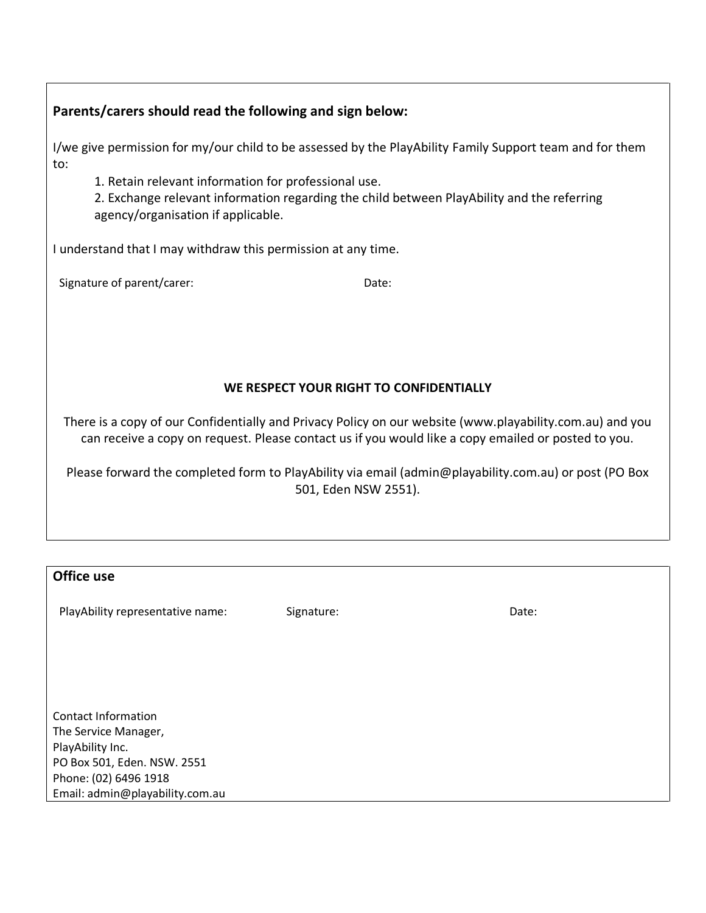**Parents/carers should read the following and sign below:**

I/we give permission for my/our child to be assessed by the PlayAbility Family Support team and for them to:

1. Retain relevant information for professional use.
2. Exchange relevant information regarding the child between PlayAbility and the referring agency/organisation if applicable.

I understand that I may withdraw this permission at any time.

Signature of parent/carer: Date:

**WE RESPECT YOUR RIGHT TO CONFIDENTIALLY**

There is a copy of our Confidentially and Privacy Policy on our website (www.playability.com.au) and you can receive a copy on request. Please contact us if you would like a copy emailed or posted to you.

Please forward the completed form to PlayAbility via email (admin@playability.com.au) or post (PO Box 501, Eden NSW 2551).

**Office use**

PlayAbility representative name: Signature: Date:

Contact Information
The Service Manager,
PlayAbility Inc.
PO Box 501, Eden. NSW. 2551
Phone: (02) 6496 1918
Email: admin@playability.com.au